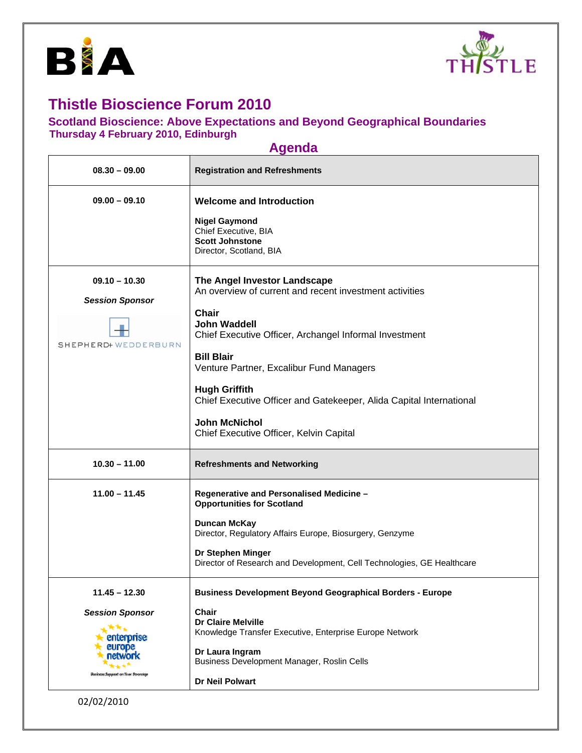# Thistle Bioscience Forum 2010

## Scotland Bioscience: Above Expectations and Beyond Geographical Boundaries

**Thursday 4 February 2010, Edinburgh**

## Agenda

| | |
|---|---|
| **08.30 – 09.00** | **Registration and Refreshments** |
| **09.00 – 09.10** | **Welcome and Introduction**<br><br>**Nigel Gaymond**<br>Chief Executive, BIA<br>**Scott Johnstone**<br>Director, Scotland, BIA |
| **09.10 – 10.30**<br><br>***Session Sponsor***<br><br>SHEPHERD+ WEDDERBURN | **The Angel Investor Landscape**<br>An overview of current and recent investment activities<br><br>**Chair**<br>**John Waddell**<br>Chief Executive Officer, Archangel Informal Investment<br><br>**Bill Blair**<br>Venture Partner, Excalibur Fund Managers<br><br>**Hugh Griffith**<br>Chief Executive Officer and Gatekeeper, Alida Capital International<br><br>**John McNichol**<br>Chief Executive Officer, Kelvin Capital |
| **10.30 – 11.00** | **Refreshments and Networking** |
| **11.00 – 11.45** | **Regenerative and Personalised Medicine – Opportunities for Scotland**<br><br>**Duncan McKay**<br>Director, Regulatory Affairs Europe, Biosurgery, Genzyme<br><br>**Dr Stephen Minger**<br>Director of Research and Development, Cell Technologies, GE Healthcare |
| **11.45 – 12.30**<br><br>***Session Sponsor***<br><br>enterprise europe network<br>Business Support on Your Doorstep | **Business Development Beyond Geographical Borders - Europe**<br><br>**Chair**<br>**Dr Claire Melville**<br>Knowledge Transfer Executive, Enterprise Europe Network<br><br>**Dr Laura Ingram**<br>Business Development Manager, Roslin Cells<br><br>**Dr Neil Polwart** |

02/02/2010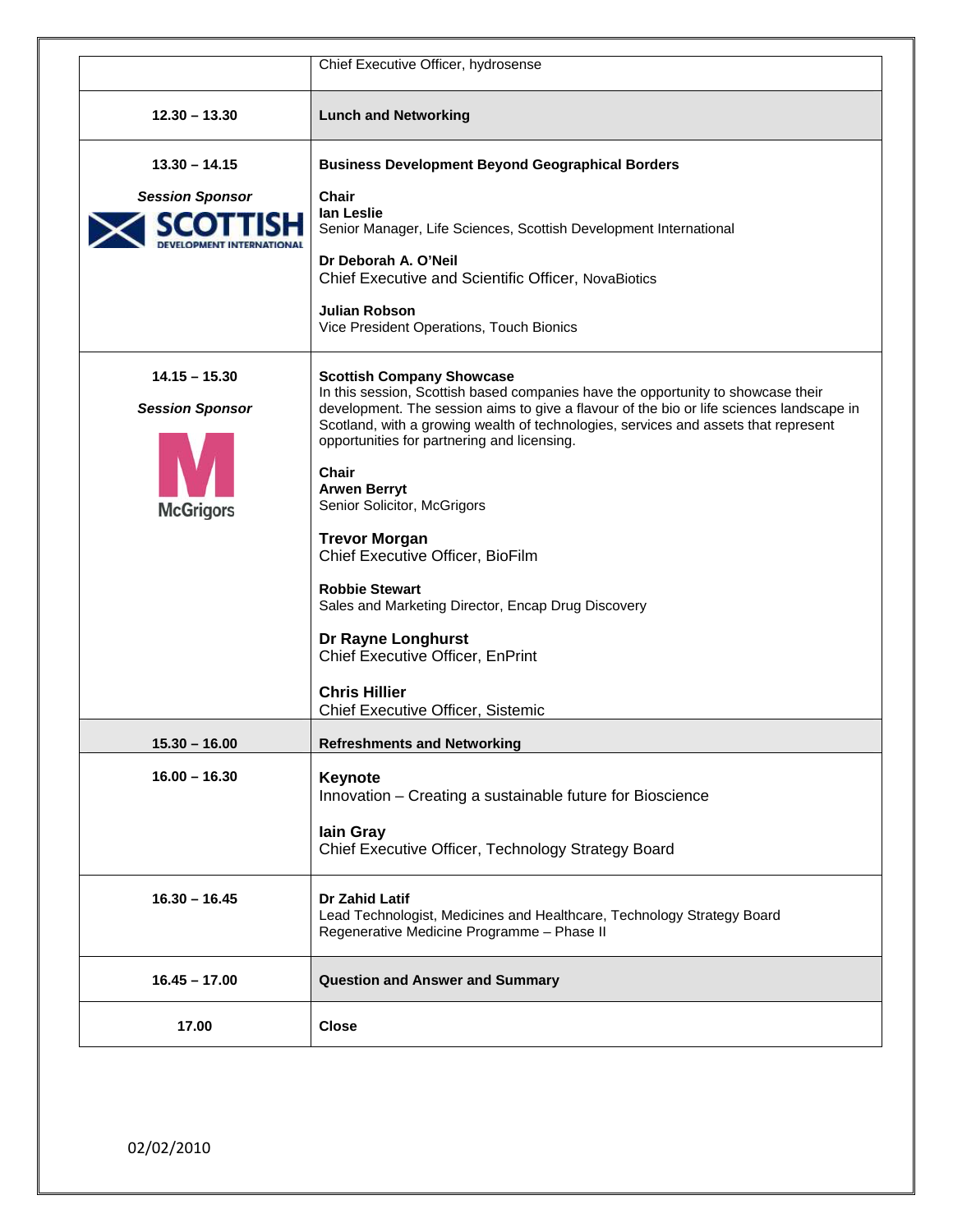| | |
|---|---|
| | Chief Executive Officer, hydrosense |
| **12.30 – 13.30** | **Lunch and Networking** |
| **13.30 – 14.15**<br><br>***Session Sponsor***<br>SCOTTISH DEVELOPMENT INTERNATIONAL | **Business Development Beyond Geographical Borders**<br><br>**Chair**<br>**Ian Leslie**<br>Senior Manager, Life Sciences, Scottish Development International<br><br>**Dr Deborah A. O'Neil**<br>Chief Executive and Scientific Officer, NovaBiotics<br><br>**Julian Robson**<br>Vice President Operations, Touch Bionics |
| **14.15 – 15.30**<br><br>***Session Sponsor***<br>McGrigors | **Scottish Company Showcase**<br>In this session, Scottish based companies have the opportunity to showcase their development. The session aims to give a flavour of the bio or life sciences landscape in Scotland, with a growing wealth of technologies, services and assets that represent opportunities for partnering and licensing.<br><br>**Chair**<br>**Arwen Berryt**<br>Senior Solicitor, McGrigors<br><br>**Trevor Morgan**<br>Chief Executive Officer, BioFilm<br><br>**Robbie Stewart**<br>Sales and Marketing Director, Encap Drug Discovery<br><br>**Dr Rayne Longhurst**<br>Chief Executive Officer, EnPrint<br><br>**Chris Hillier**<br>Chief Executive Officer, Sistemic |
| **15.30 – 16.00** | **Refreshments and Networking** |
| **16.00 – 16.30** | **Keynote**<br>Innovation – Creating a sustainable future for Bioscience<br><br>**Iain Gray**<br>Chief Executive Officer, Technology Strategy Board |
| **16.30 – 16.45** | **Dr Zahid Latif**<br>Lead Technologist, Medicines and Healthcare, Technology Strategy Board<br>Regenerative Medicine Programme – Phase II |
| **16.45 – 17.00** | **Question and Answer and Summary** |
| **17.00** | **Close** |

02/02/2010